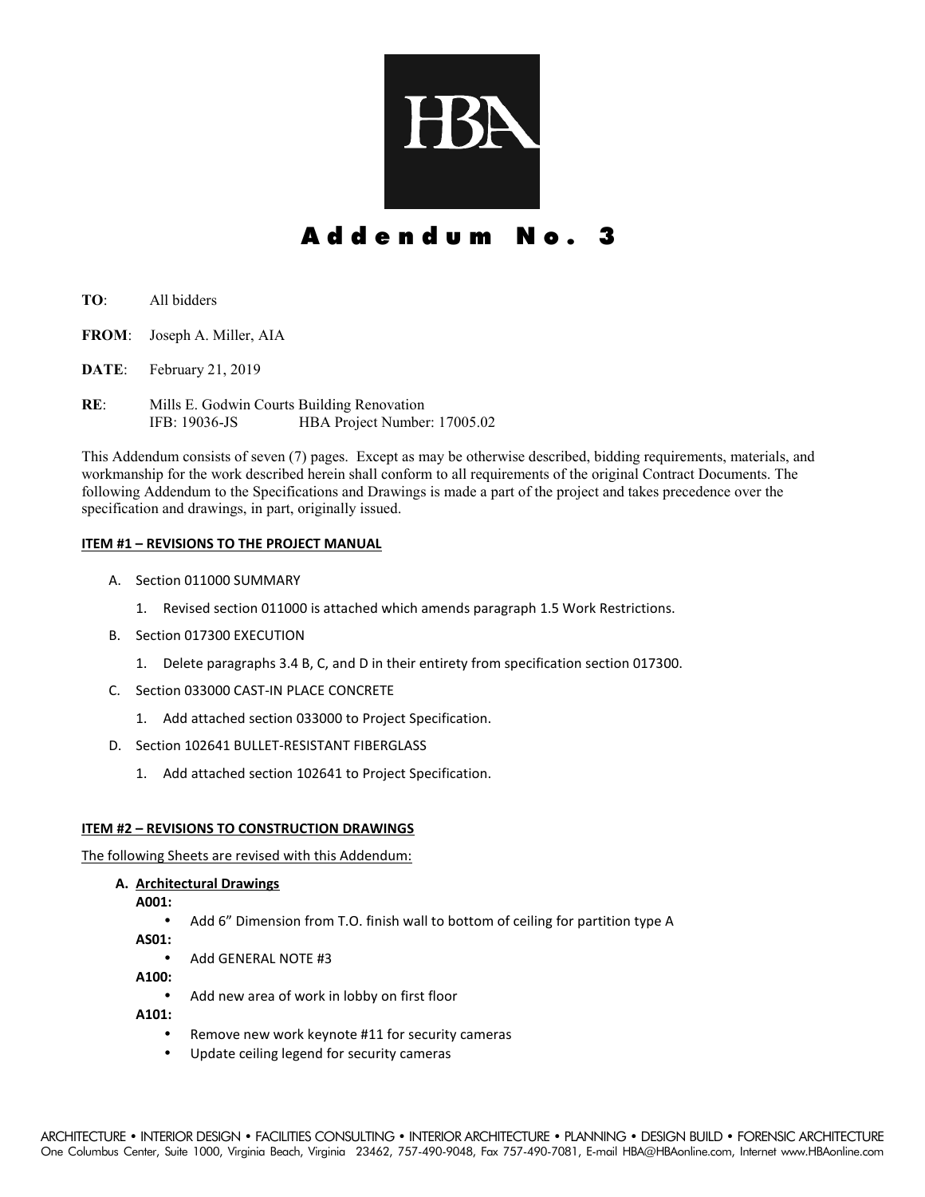HBA

# Addendum No. 3

**TO**: All bidders

**FROM**: Joseph A. Miller, AIA

**DATE**: February 21, 2019

**RE**: Mills E. Godwin Courts Building Renovation
IFB: 19036-JS HBA Project Number: 17005.02

This Addendum consists of seven (7) pages. Except as may be otherwise described, bidding requirements, materials, and workmanship for the work described herein shall conform to all requirements of the original Contract Documents. The following Addendum to the Specifications and Drawings is made a part of the project and takes precedence over the specification and drawings, in part, originally issued.

**ITEM #1 – REVISIONS TO THE PROJECT MANUAL**

A. Section 011000 SUMMARY
   1. Revised section 011000 is attached which amends paragraph 1.5 Work Restrictions.

B. Section 017300 EXECUTION
   1. Delete paragraphs 3.4 B, C, and D in their entirety from specification section 017300.

C. Section 033000 CAST-IN PLACE CONCRETE
   1. Add attached section 033000 to Project Specification.

D. Section 102641 BULLET-RESISTANT FIBERGLASS
   1. Add attached section 102641 to Project Specification.

**ITEM #2 – REVISIONS TO CONSTRUCTION DRAWINGS**

The following Sheets are revised with this Addendum:

**A. Architectural Drawings**

**A001:**
- Add 6" Dimension from T.O. finish wall to bottom of ceiling for partition type A

**AS01:**
- Add GENERAL NOTE #3

**A100:**
- Add new area of work in lobby on first floor

**A101:**
- Remove new work keynote #11 for security cameras
- Update ceiling legend for security cameras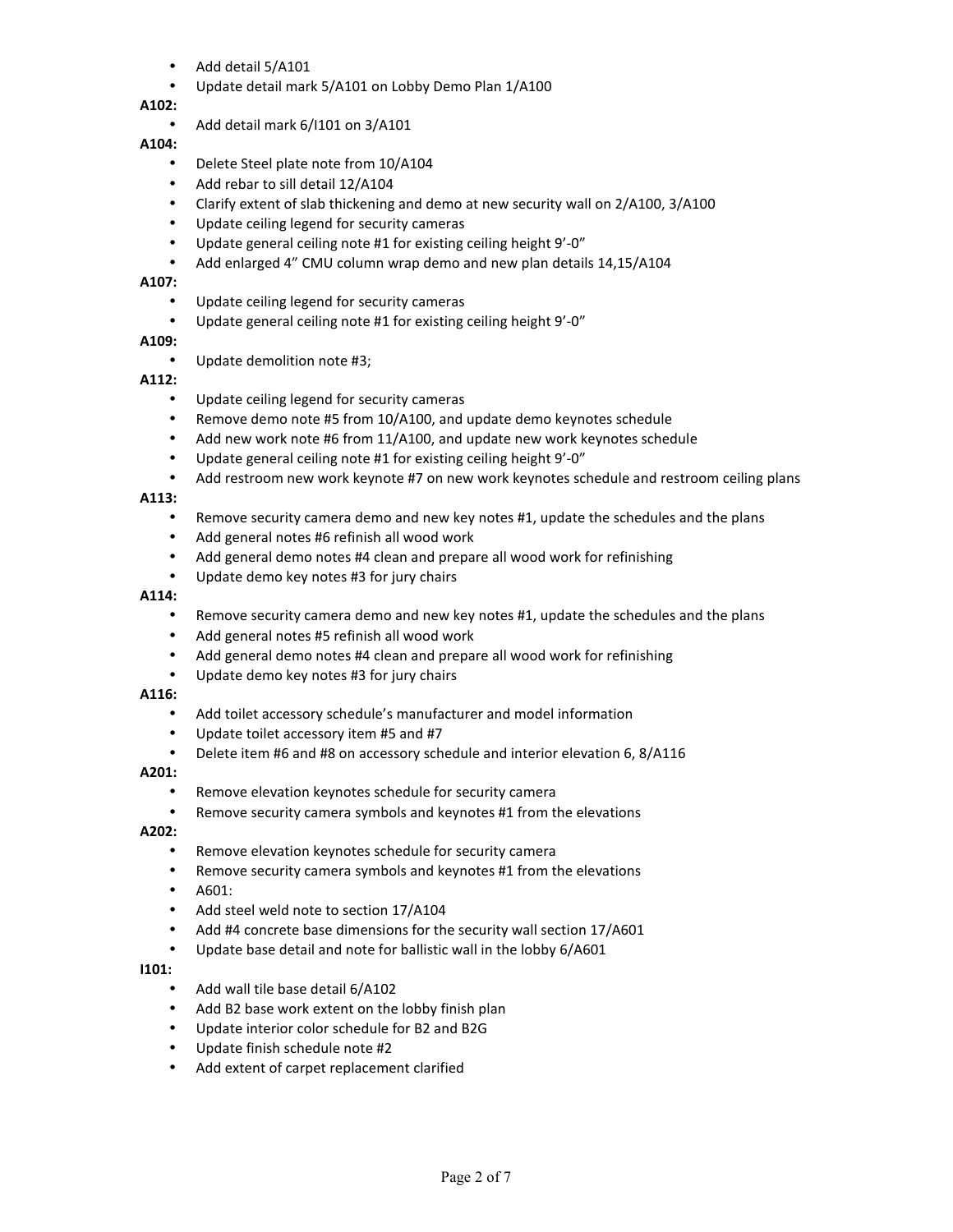- Add detail 5/A101
- Update detail mark 5/A101 on Lobby Demo Plan 1/A100

**A102:**

- Add detail mark 6/I101 on 3/A101

**A104:**

- Delete Steel plate note from 10/A104
- Add rebar to sill detail 12/A104
- Clarify extent of slab thickening and demo at new security wall on 2/A100, 3/A100
- Update ceiling legend for security cameras
- Update general ceiling note #1 for existing ceiling height 9'-0"
- Add enlarged 4" CMU column wrap demo and new plan details 14,15/A104

**A107:**

- Update ceiling legend for security cameras
- Update general ceiling note #1 for existing ceiling height 9'-0"

**A109:**

- Update demolition note #3;

**A112:**

- Update ceiling legend for security cameras
- Remove demo note #5 from 10/A100, and update demo keynotes schedule
- Add new work note #6 from 11/A100, and update new work keynotes schedule
- Update general ceiling note #1 for existing ceiling height 9'-0"
- Add restroom new work keynote #7 on new work keynotes schedule and restroom ceiling plans

**A113:**

- Remove security camera demo and new key notes #1, update the schedules and the plans
- Add general notes #6 refinish all wood work
- Add general demo notes #4 clean and prepare all wood work for refinishing
- Update demo key notes #3 for jury chairs

**A114:**

- Remove security camera demo and new key notes #1, update the schedules and the plans
- Add general notes #5 refinish all wood work
- Add general demo notes #4 clean and prepare all wood work for refinishing
- Update demo key notes #3 for jury chairs

**A116:**

- Add toilet accessory schedule's manufacturer and model information
- Update toilet accessory item #5 and #7
- Delete item #6 and #8 on accessory schedule and interior elevation 6, 8/A116

**A201:**

- Remove elevation keynotes schedule for security camera
- Remove security camera symbols and keynotes #1 from the elevations

**A202:**

- Remove elevation keynotes schedule for security camera
- Remove security camera symbols and keynotes #1 from the elevations
- A601:
- Add steel weld note to section 17/A104
- Add #4 concrete base dimensions for the security wall section 17/A601
- Update base detail and note for ballistic wall in the lobby 6/A601

**I101:**

- Add wall tile base detail 6/A102
- Add B2 base work extent on the lobby finish plan
- Update interior color schedule for B2 and B2G
- Update finish schedule note #2
- Add extent of carpet replacement clarified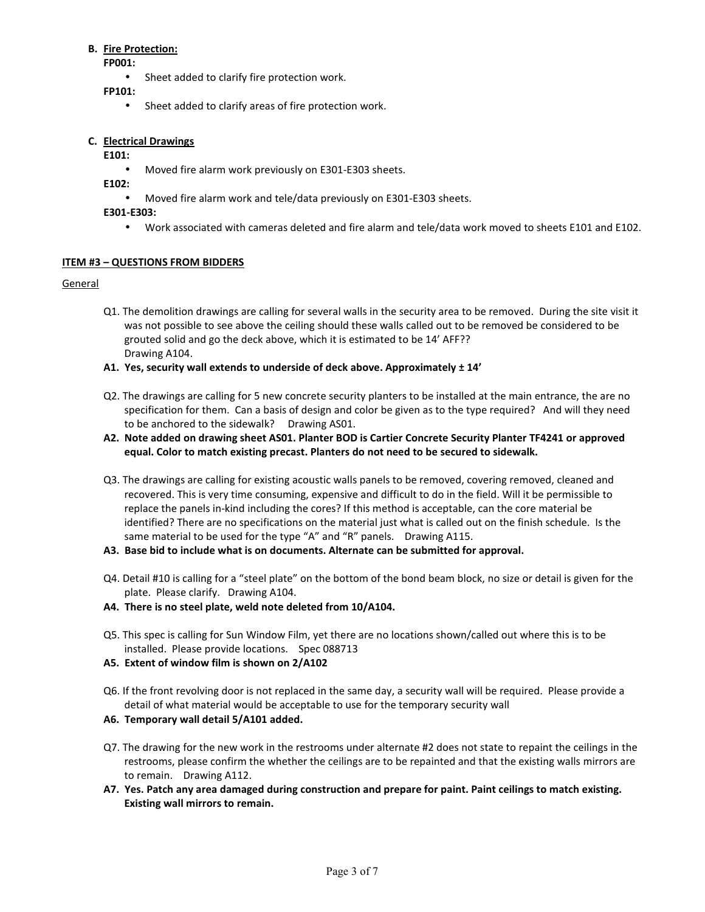**B. Fire Protection:**

**FP001:**

- Sheet added to clarify fire protection work.

**FP101:**

- Sheet added to clarify areas of fire protection work.

**C. Electrical Drawings**

**E101:**

- Moved fire alarm work previously on E301-E303 sheets.

**E102:**

- Moved fire alarm work and tele/data previously on E301-E303 sheets.

**E301-E303:**

- Work associated with cameras deleted and fire alarm and tele/data work moved to sheets E101 and E102.

## ITEM #3 – QUESTIONS FROM BIDDERS

General

Q1. The demolition drawings are calling for several walls in the security area to be removed. During the site visit it was not possible to see above the ceiling should these walls called out to be removed be considered to be grouted solid and go the deck above, which it is estimated to be 14' AFF?? Drawing A104.

**A1. Yes, security wall extends to underside of deck above. Approximately ± 14'**

Q2. The drawings are calling for 5 new concrete security planters to be installed at the main entrance, the are no specification for them. Can a basis of design and color be given as to the type required? And will they need to be anchored to the sidewalk? Drawing AS01.

**A2. Note added on drawing sheet AS01. Planter BOD is Cartier Concrete Security Planter TF4241 or approved equal. Color to match existing precast. Planters do not need to be secured to sidewalk.**

Q3. The drawings are calling for existing acoustic walls panels to be removed, covering removed, cleaned and recovered. This is very time consuming, expensive and difficult to do in the field. Will it be permissible to replace the panels in-kind including the cores? If this method is acceptable, can the core material be identified? There are no specifications on the material just what is called out on the finish schedule. Is the same material to be used for the type "A" and "R" panels. Drawing A115.

**A3. Base bid to include what is on documents. Alternate can be submitted for approval.**

Q4. Detail #10 is calling for a "steel plate" on the bottom of the bond beam block, no size or detail is given for the plate. Please clarify. Drawing A104.

**A4. There is no steel plate, weld note deleted from 10/A104.**

Q5. This spec is calling for Sun Window Film, yet there are no locations shown/called out where this is to be installed. Please provide locations. Spec 088713

**A5. Extent of window film is shown on 2/A102**

Q6. If the front revolving door is not replaced in the same day, a security wall will be required. Please provide a detail of what material would be acceptable to use for the temporary security wall

**A6. Temporary wall detail 5/A101 added.**

Q7. The drawing for the new work in the restrooms under alternate #2 does not state to repaint the ceilings in the restrooms, please confirm the whether the ceilings are to be repainted and that the existing walls mirrors are to remain. Drawing A112.

**A7. Yes. Patch any area damaged during construction and prepare for paint. Paint ceilings to match existing. Existing wall mirrors to remain.**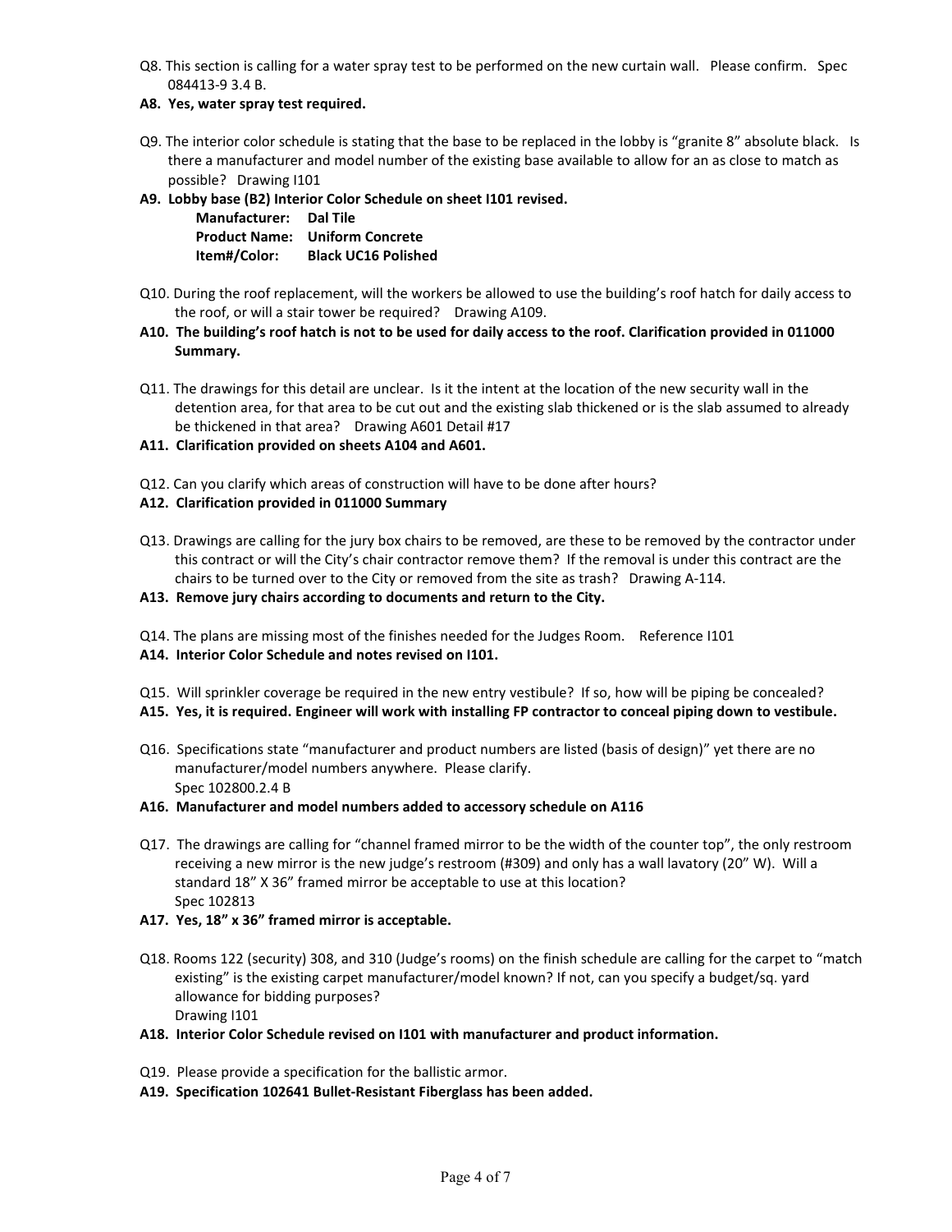Q8. This section is calling for a water spray test to be performed on the new curtain wall. Please confirm. Spec 084413-9 3.4 B.

**A8. Yes, water spray test required.**

Q9. The interior color schedule is stating that the base to be replaced in the lobby is "granite 8" absolute black. Is there a manufacturer and model number of the existing base available to allow for an as close to match as possible? Drawing I101

**A9. Lobby base (B2) Interior Color Schedule on sheet I101 revised.**

**Manufacturer: Dal Tile**
**Product Name: Uniform Concrete**
**Item#/Color: Black UC16 Polished**

Q10. During the roof replacement, will the workers be allowed to use the building's roof hatch for daily access to the roof, or will a stair tower be required? Drawing A109.

**A10. The building's roof hatch is not to be used for daily access to the roof. Clarification provided in 011000 Summary.**

Q11. The drawings for this detail are unclear. Is it the intent at the location of the new security wall in the detention area, for that area to be cut out and the existing slab thickened or is the slab assumed to already be thickened in that area? Drawing A601 Detail #17

**A11. Clarification provided on sheets A104 and A601.**

Q12. Can you clarify which areas of construction will have to be done after hours?

**A12. Clarification provided in 011000 Summary**

Q13. Drawings are calling for the jury box chairs to be removed, are these to be removed by the contractor under this contract or will the City's chair contractor remove them? If the removal is under this contract are the chairs to be turned over to the City or removed from the site as trash? Drawing A-114.

**A13. Remove jury chairs according to documents and return to the City.**

Q14. The plans are missing most of the finishes needed for the Judges Room. Reference I101

**A14. Interior Color Schedule and notes revised on I101.**

Q15. Will sprinkler coverage be required in the new entry vestibule? If so, how will be piping be concealed?

**A15. Yes, it is required. Engineer will work with installing FP contractor to conceal piping down to vestibule.**

Q16. Specifications state "manufacturer and product numbers are listed (basis of design)" yet there are no manufacturer/model numbers anywhere. Please clarify.
Spec 102800.2.4 B

**A16. Manufacturer and model numbers added to accessory schedule on A116**

Q17. The drawings are calling for "channel framed mirror to be the width of the counter top", the only restroom receiving a new mirror is the new judge's restroom (#309) and only has a wall lavatory (20" W). Will a standard 18" X 36" framed mirror be acceptable to use at this location?
Spec 102813

**A17. Yes, 18" x 36" framed mirror is acceptable.**

Q18. Rooms 122 (security) 308, and 310 (Judge's rooms) on the finish schedule are calling for the carpet to "match existing" is the existing carpet manufacturer/model known? If not, can you specify a budget/sq. yard allowance for bidding purposes?
Drawing I101

**A18. Interior Color Schedule revised on I101 with manufacturer and product information.**

Q19. Please provide a specification for the ballistic armor.

**A19. Specification 102641 Bullet-Resistant Fiberglass has been added.**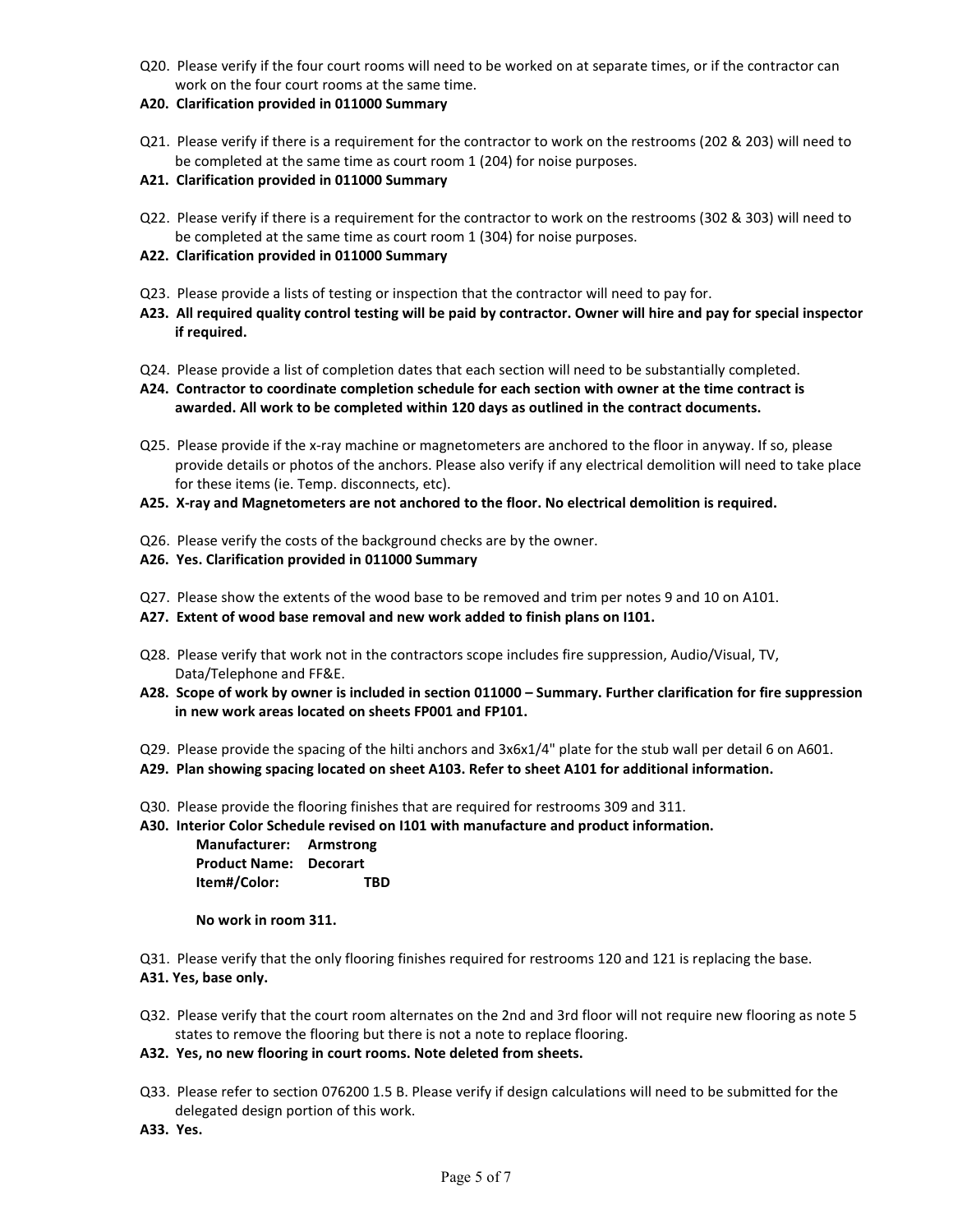Q20. Please verify if the four court rooms will need to be worked on at separate times, or if the contractor can work on the four court rooms at the same time.

**A20. Clarification provided in 011000 Summary**

Q21. Please verify if there is a requirement for the contractor to work on the restrooms (202 & 203) will need to be completed at the same time as court room 1 (204) for noise purposes.

**A21. Clarification provided in 011000 Summary**

Q22. Please verify if there is a requirement for the contractor to work on the restrooms (302 & 303) will need to be completed at the same time as court room 1 (304) for noise purposes.

**A22. Clarification provided in 011000 Summary**

Q23. Please provide a lists of testing or inspection that the contractor will need to pay for.

**A23. All required quality control testing will be paid by contractor. Owner will hire and pay for special inspector if required.**

Q24. Please provide a list of completion dates that each section will need to be substantially completed.

**A24. Contractor to coordinate completion schedule for each section with owner at the time contract is awarded. All work to be completed within 120 days as outlined in the contract documents.**

Q25. Please provide if the x-ray machine or magnetometers are anchored to the floor in anyway. If so, please provide details or photos of the anchors. Please also verify if any electrical demolition will need to take place for these items (ie. Temp. disconnects, etc).

**A25. X-ray and Magnetometers are not anchored to the floor. No electrical demolition is required.**

Q26. Please verify the costs of the background checks are by the owner.

**A26. Yes. Clarification provided in 011000 Summary**

Q27. Please show the extents of the wood base to be removed and trim per notes 9 and 10 on A101.

**A27. Extent of wood base removal and new work added to finish plans on I101.**

Q28. Please verify that work not in the contractors scope includes fire suppression, Audio/Visual, TV, Data/Telephone and FF&E.

**A28. Scope of work by owner is included in section 011000 – Summary. Further clarification for fire suppression in new work areas located on sheets FP001 and FP101.**

Q29. Please provide the spacing of the hilti anchors and 3x6x1/4" plate for the stub wall per detail 6 on A601.

**A29. Plan showing spacing located on sheet A103. Refer to sheet A101 for additional information.**

Q30. Please provide the flooring finishes that are required for restrooms 309 and 311.

**A30. Interior Color Schedule revised on I101 with manufacture and product information.**

**Manufacturer: Armstrong**
**Product Name: Decorart**
**Item#/Color: TBD**

**No work in room 311.**

Q31. Please verify that the only flooring finishes required for restrooms 120 and 121 is replacing the base.

**A31. Yes, base only.**

Q32. Please verify that the court room alternates on the 2nd and 3rd floor will not require new flooring as note 5 states to remove the flooring but there is not a note to replace flooring.

**A32. Yes, no new flooring in court rooms. Note deleted from sheets.**

Q33. Please refer to section 076200 1.5 B. Please verify if design calculations will need to be submitted for the delegated design portion of this work.

**A33. Yes.**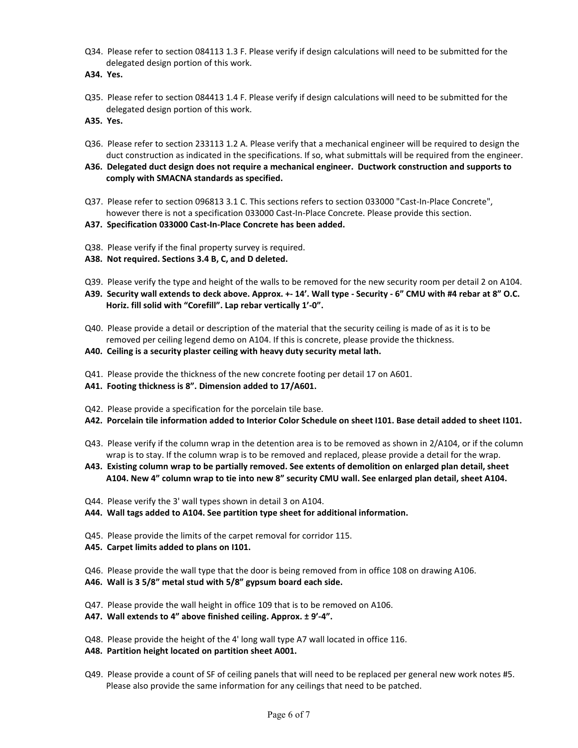Q34. Please refer to section 084113 1.3 F. Please verify if design calculations will need to be submitted for the delegated design portion of this work.

**A34. Yes.**

Q35. Please refer to section 084413 1.4 F. Please verify if design calculations will need to be submitted for the delegated design portion of this work.

**A35. Yes.**

Q36. Please refer to section 233113 1.2 A. Please verify that a mechanical engineer will be required to design the duct construction as indicated in the specifications. If so, what submittals will be required from the engineer.

**A36. Delegated duct design does not require a mechanical engineer. Ductwork construction and supports to comply with SMACNA standards as specified.**

Q37. Please refer to section 096813 3.1 C. This sections refers to section 033000 "Cast-In-Place Concrete", however there is not a specification 033000 Cast-In-Place Concrete. Please provide this section.

**A37. Specification 033000 Cast-In-Place Concrete has been added.**

Q38. Please verify if the final property survey is required.

**A38. Not required. Sections 3.4 B, C, and D deleted.**

Q39. Please verify the type and height of the walls to be removed for the new security room per detail 2 on A104.

**A39. Security wall extends to deck above. Approx. +- 14'. Wall type - Security - 6" CMU with #4 rebar at 8" O.C. Horiz. fill solid with "Corefill". Lap rebar vertically 1'-0".**

Q40. Please provide a detail or description of the material that the security ceiling is made of as it is to be removed per ceiling legend demo on A104. If this is concrete, please provide the thickness.

**A40. Ceiling is a security plaster ceiling with heavy duty security metal lath.**

Q41. Please provide the thickness of the new concrete footing per detail 17 on A601.

**A41. Footing thickness is 8". Dimension added to 17/A601.**

Q42. Please provide a specification for the porcelain tile base.

**A42. Porcelain tile information added to Interior Color Schedule on sheet I101. Base detail added to sheet I101.**

Q43. Please verify if the column wrap in the detention area is to be removed as shown in 2/A104, or if the column wrap is to stay. If the column wrap is to be removed and replaced, please provide a detail for the wrap.

**A43. Existing column wrap to be partially removed. See extents of demolition on enlarged plan detail, sheet A104. New 4" column wrap to tie into new 8" security CMU wall. See enlarged plan detail, sheet A104.**

Q44. Please verify the 3' wall types shown in detail 3 on A104.

**A44. Wall tags added to A104. See partition type sheet for additional information.**

Q45. Please provide the limits of the carpet removal for corridor 115.

**A45. Carpet limits added to plans on I101.**

Q46. Please provide the wall type that the door is being removed from in office 108 on drawing A106.

**A46. Wall is 3 5/8" metal stud with 5/8" gypsum board each side.**

Q47. Please provide the wall height in office 109 that is to be removed on A106.

**A47. Wall extends to 4" above finished ceiling. Approx. ± 9'-4".**

Q48. Please provide the height of the 4' long wall type A7 wall located in office 116.

**A48. Partition height located on partition sheet A001.**

Q49. Please provide a count of SF of ceiling panels that will need to be replaced per general new work notes #5. Please also provide the same information for any ceilings that need to be patched.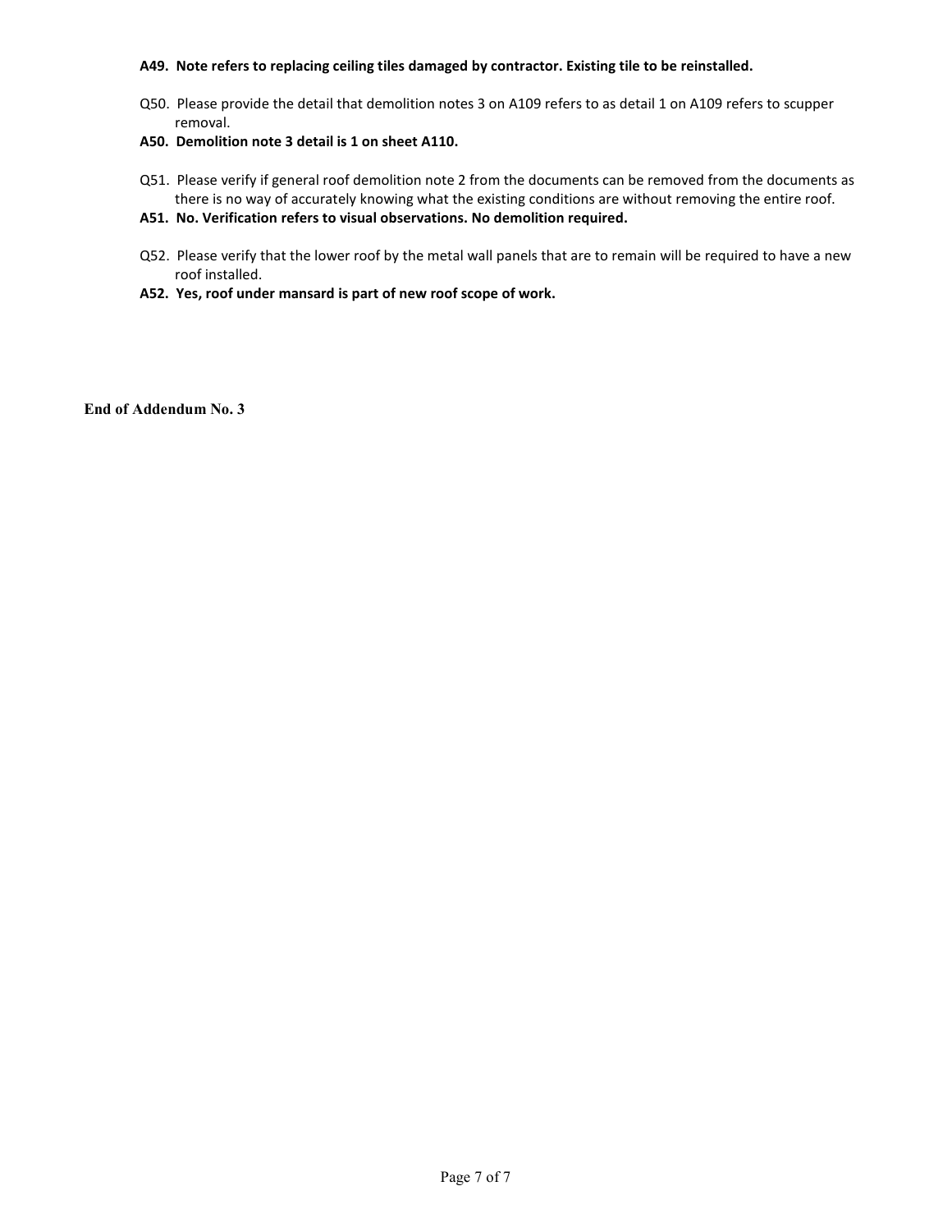**A49. Note refers to replacing ceiling tiles damaged by contractor. Existing tile to be reinstalled.**

Q50. Please provide the detail that demolition notes 3 on A109 refers to as detail 1 on A109 refers to scupper removal.

**A50. Demolition note 3 detail is 1 on sheet A110.**

Q51. Please verify if general roof demolition note 2 from the documents can be removed from the documents as there is no way of accurately knowing what the existing conditions are without removing the entire roof.

**A51. No. Verification refers to visual observations. No demolition required.**

Q52. Please verify that the lower roof by the metal wall panels that are to remain will be required to have a new roof installed.

**A52. Yes, roof under mansard is part of new roof scope of work.**

**End of Addendum No. 3**